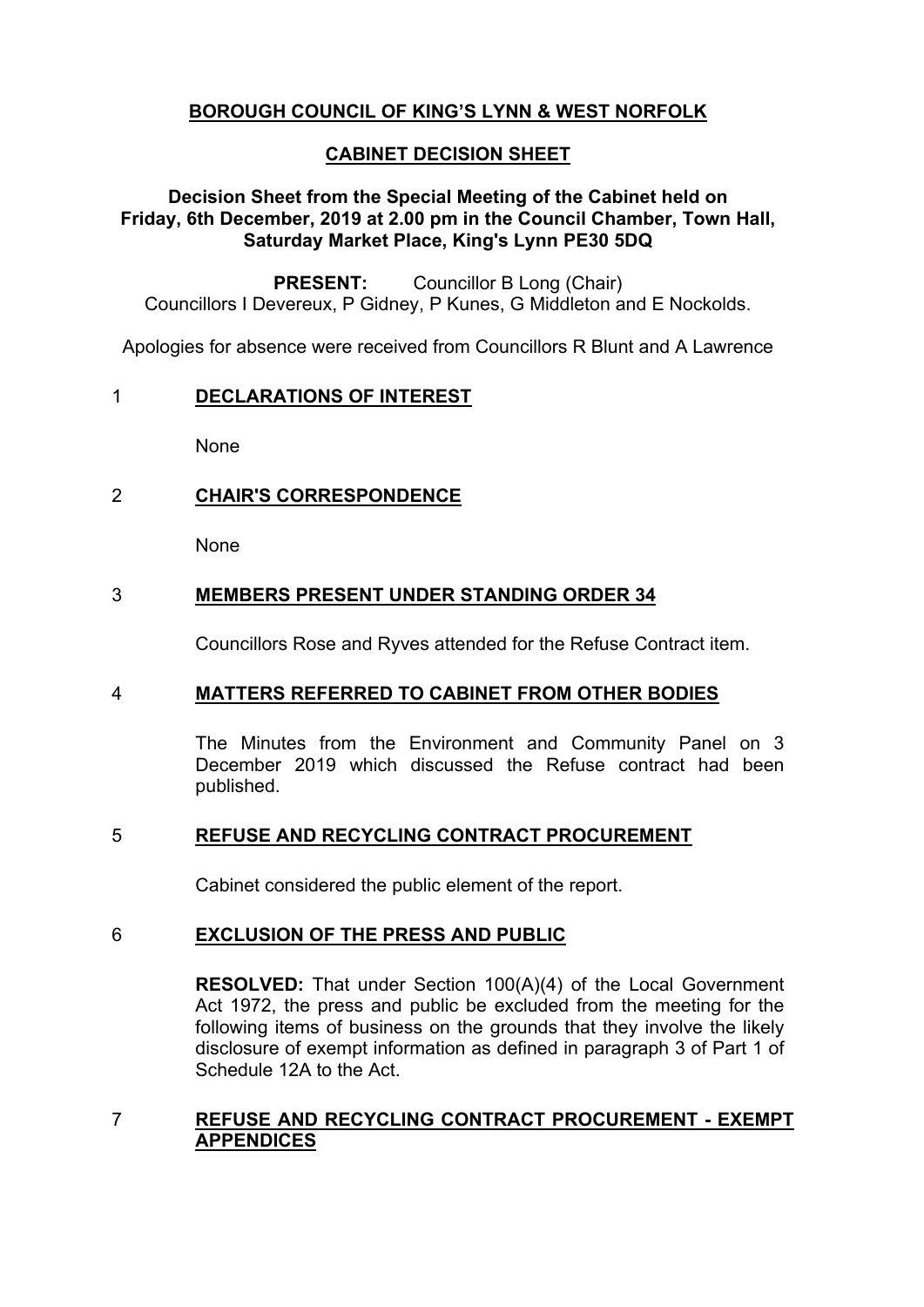**BOROUGH COUNCIL OF KING'S LYNN & WEST NORFOLK**

**CABINET DECISION SHEET**

**Decision Sheet from the Special Meeting of the Cabinet held on Friday, 6th December, 2019 at 2.00 pm in the Council Chamber, Town Hall, Saturday Market Place, King's Lynn PE30 5DQ**

**PRESENT:** Councillor B Long (Chair)
Councillors I Devereux, P Gidney, P Kunes, G Middleton and E Nockolds.

Apologies for absence were received from Councillors R Blunt and A Lawrence

## 1 DECLARATIONS OF INTEREST

None

## 2 CHAIR'S CORRESPONDENCE

None

## 3 MEMBERS PRESENT UNDER STANDING ORDER 34

Councillors Rose and Ryves attended for the Refuse Contract item.

## 4 MATTERS REFERRED TO CABINET FROM OTHER BODIES

The Minutes from the Environment and Community Panel on 3 December 2019 which discussed the Refuse contract had been published.

## 5 REFUSE AND RECYCLING CONTRACT PROCUREMENT

Cabinet considered the public element of the report.

## 6 EXCLUSION OF THE PRESS AND PUBLIC

**RESOLVED:** That under Section 100(A)(4) of the Local Government Act 1972, the press and public be excluded from the meeting for the following items of business on the grounds that they involve the likely disclosure of exempt information as defined in paragraph 3 of Part 1 of Schedule 12A to the Act.

## 7 REFUSE AND RECYCLING CONTRACT PROCUREMENT - EXEMPT APPENDICES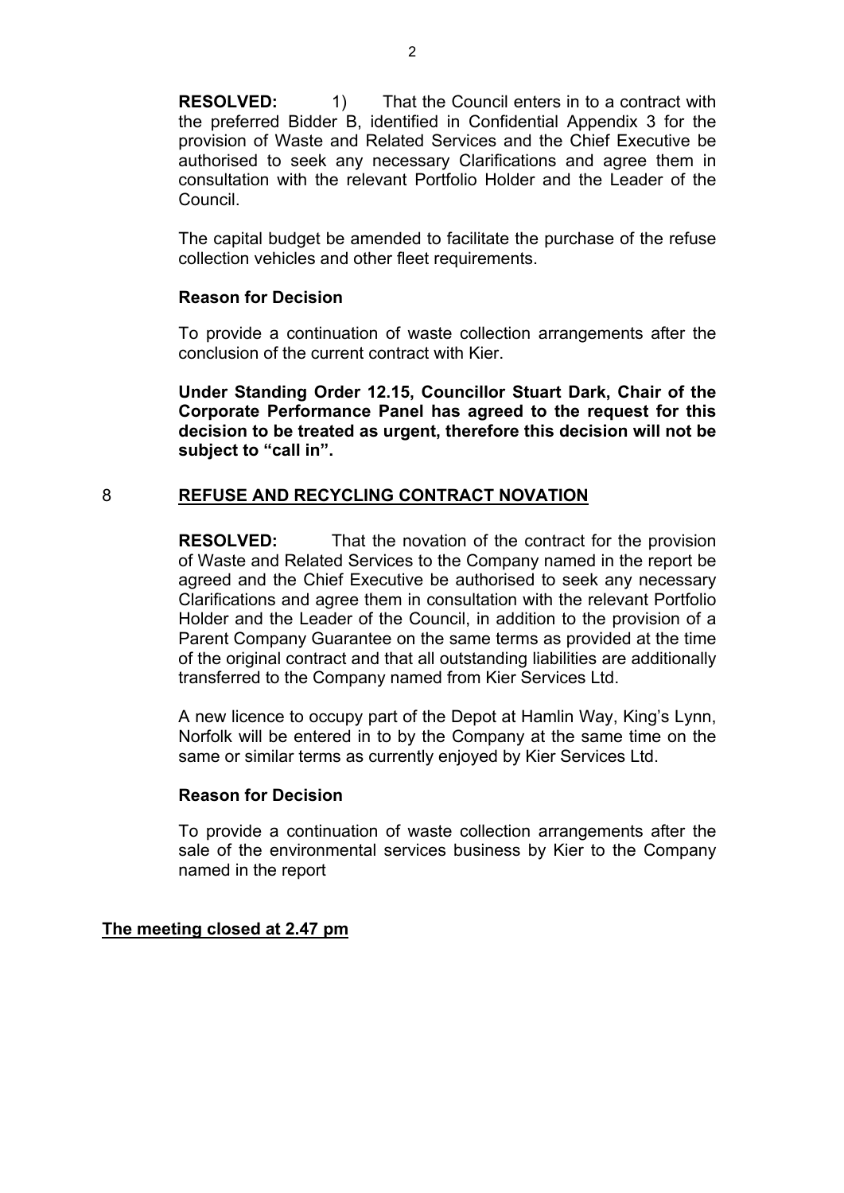**RESOLVED:** 1) That the Council enters in to a contract with the preferred Bidder B, identified in Confidential Appendix 3 for the provision of Waste and Related Services and the Chief Executive be authorised to seek any necessary Clarifications and agree them in consultation with the relevant Portfolio Holder and the Leader of the Council.

The capital budget be amended to facilitate the purchase of the refuse collection vehicles and other fleet requirements.

**Reason for Decision**

To provide a continuation of waste collection arrangements after the conclusion of the current contract with Kier.

**Under Standing Order 12.15, Councillor Stuart Dark, Chair of the Corporate Performance Panel has agreed to the request for this decision to be treated as urgent, therefore this decision will not be subject to "call in".**

## 8 REFUSE AND RECYCLING CONTRACT NOVATION

**RESOLVED:** That the novation of the contract for the provision of Waste and Related Services to the Company named in the report be agreed and the Chief Executive be authorised to seek any necessary Clarifications and agree them in consultation with the relevant Portfolio Holder and the Leader of the Council, in addition to the provision of a Parent Company Guarantee on the same terms as provided at the time of the original contract and that all outstanding liabilities are additionally transferred to the Company named from Kier Services Ltd.

A new licence to occupy part of the Depot at Hamlin Way, King's Lynn, Norfolk will be entered in to by the Company at the same time on the same or similar terms as currently enjoyed by Kier Services Ltd.

**Reason for Decision**

To provide a continuation of waste collection arrangements after the sale of the environmental services business by Kier to the Company named in the report

**The meeting closed at 2.47 pm**